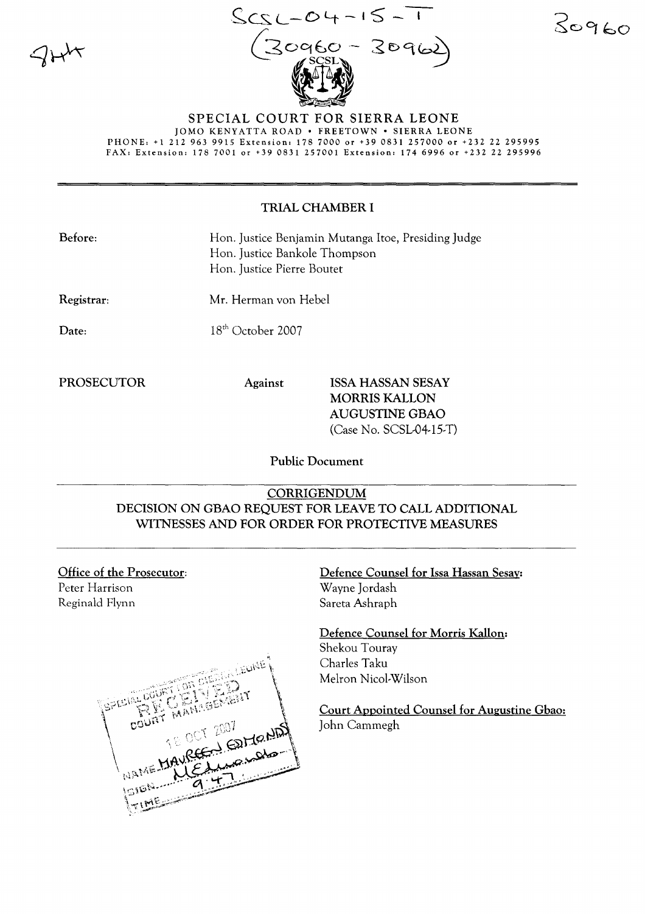SCSL-04-15-T
(30960 - 30962)

30960

# SPECIAL COURT FOR SIERRA LEONE

JOMO KENYATTA ROAD • FREETOWN • SIERRA LEONE
PHONE: +1 212 963 9915 Extension: 178 7000 or +39 0831 257000 or +232 22 295995
FAX: Extension: 178 7001 or +39 0831 257001 Extension: 174 6996 or +232 22 295996

## TRIAL CHAMBER I

**Before:** Hon. Justice Benjamin Mutanga Itoe, Presiding Judge
Hon. Justice Bankole Thompson
Hon. Justice Pierre Boutet

**Registrar:** Mr. Herman von Hebel

**Date:** 18th October 2007

**PROSECUTOR** **Against** **ISSA HASSAN SESAY**
**MORRIS KALLON**
**AUGUSTINE GBAO**
(Case No. SCSL-04-15-T)

**Public Document**

## CORRIGENDUM
## DECISION ON GBAO REQUEST FOR LEAVE TO CALL ADDITIONAL WITNESSES AND FOR ORDER FOR PROTECTIVE MEASURES

**Office of the Prosecutor:**
Peter Harrison
Reginald Flynn

**Defence Counsel for Issa Hassan Sesay:**
Wayne Jordash
Sareta Ashraph

**Defence Counsel for Morris Kallon:**
Shekou Touray
Charles Taku
Melron Nicol-Wilson

**Court Appointed Counsel for Augustine Gbao:**
John Cammegh

SPECIAL COURT FOR SIERRA LEONE
RECEIVED
COURT MANAGEMENT
18 OCT 2007
NAME: MAUREEN EDMONDS
SIGN: 
TIME: 9:47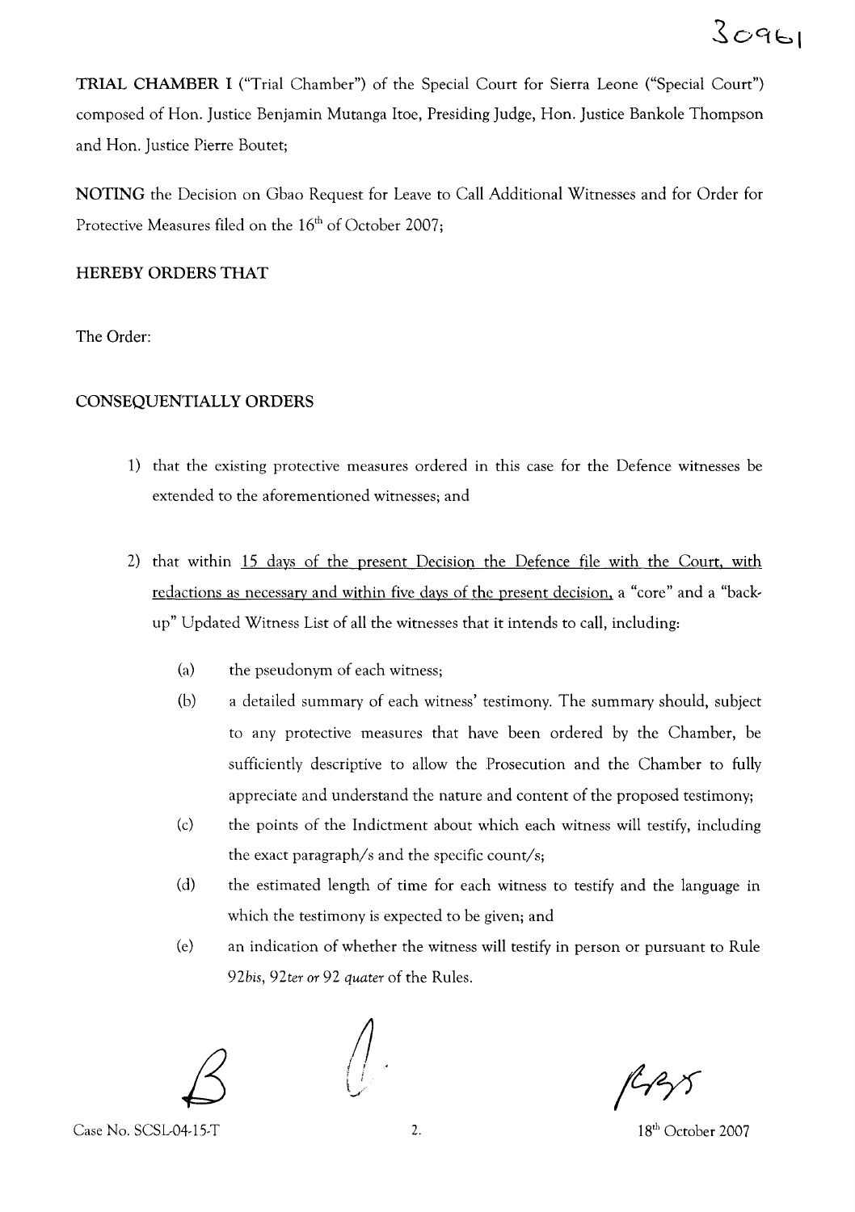**TRIAL CHAMBER I** ("Trial Chamber") of the Special Court for Sierra Leone ("Special Court") composed of Hon. Justice Benjamin Mutanga Itoe, Presiding Judge, Hon. Justice Bankole Thompson and Hon. Justice Pierre Boutet;

**NOTING** the Decision on Gbao Request for Leave to Call Additional Witnesses and for Order for Protective Measures filed on the 16th of October 2007;

**HEREBY ORDERS THAT**

The Order:

**CONSEQUENTIALLY ORDERS**

1) that the existing protective measures ordered in this case for the Defence witnesses be extended to the aforementioned witnesses; and

2) that within 15 days of the present Decision the Defence file with the Court, with redactions as necessary and within five days of the present decision, a "core" and a "back-up" Updated Witness List of all the witnesses that it intends to call, including:

   (a) the pseudonym of each witness;

   (b) a detailed summary of each witness' testimony. The summary should, subject to any protective measures that have been ordered by the Chamber, be sufficiently descriptive to allow the Prosecution and the Chamber to fully appreciate and understand the nature and content of the proposed testimony;

   (c) the points of the Indictment about which each witness will testify, including the exact paragraph/s and the specific count/s;

   (d) the estimated length of time for each witness to testify and the language in which the testimony is expected to be given; and

   (e) an indication of whether the witness will testify in person or pursuant to Rule 92*bis*, 92*ter* or 92 *quater* of the Rules.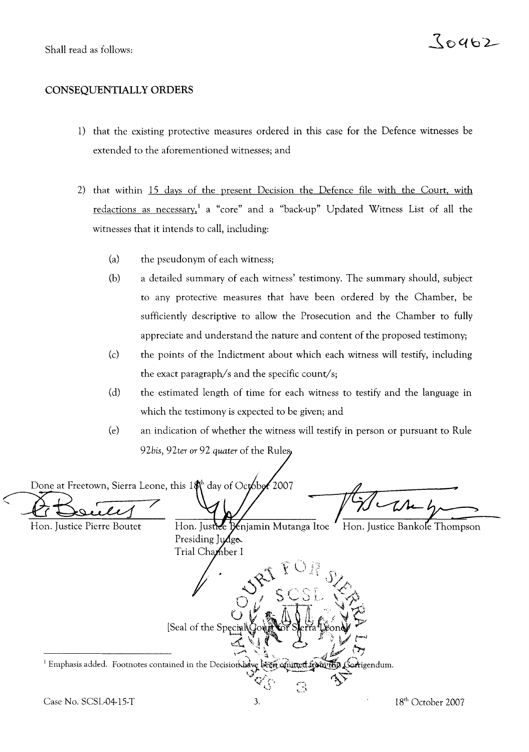30962

Shall read as follows:

## CONSEQUENTIALLY ORDERS

1) that the existing protective measures ordered in this case for the Defence witnesses be extended to the aforementioned witnesses; and

2) that within 15 days of the present Decision the Defence file with the Court, with redactions as necessary,[1] a "core" and a "back-up" Updated Witness List of all the witnesses that it intends to call, including:

   (a) the pseudonym of each witness;

   (b) a detailed summary of each witness' testimony. The summary should, subject to any protective measures that have been ordered by the Chamber, be sufficiently descriptive to allow the Prosecution and the Chamber to fully appreciate and understand the nature and content of the proposed testimony;

   (c) the points of the Indictment about which each witness will testify, including the exact paragraph/s and the specific count/s;

   (d) the estimated length of time for each witness to testify and the language in which the testimony is expected to be given; and

   (e) an indication of whether the witness will testify in person or pursuant to Rule 92*bis*, 92*ter* or 92 *quater* of the Rules.

Done at Freetown, Sierra Leone, this 18th day of October 2007

Hon. Justice Pierre Boutet

Hon. Justice Benjamin Mutanga Itoe
Presiding Judge
Trial Chamber I

Hon. Justice Bankole Thompson

[Seal of the Special Court for Sierra Leone]

[1] Emphasis added. Footnotes contained in the Decision have been omitted from this Corrigendum.

Case No. SCSL-04-15-T

18th October 2007